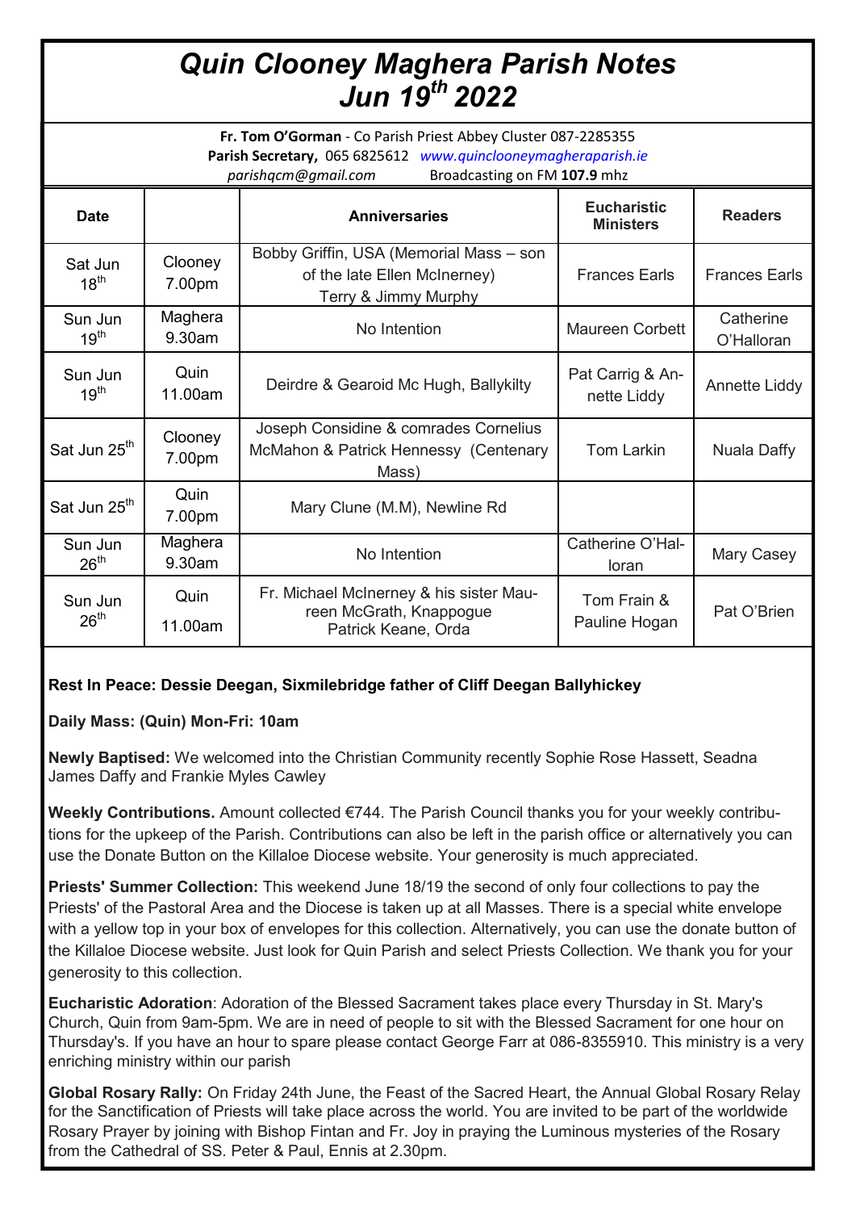# *Quin Clooney Maghera Parish Notes Jun 19th 2022*

**Fr. Tom O'Gorman** - Co Parish Priest Abbey Cluster 087-2285355
**Parish Secretary,** 065 6825612 *www.quinclooneymagheraparish.ie*
*parishqcm@gmail.com* Broadcasting on FM **107.9** mhz

| Date | | Anniversaries | Eucharistic Ministers | Readers |
|---|---|---|---|---|
| Sat Jun 18th | Clooney 7.00pm | Bobby Griffin, USA (Memorial Mass – son of the late Ellen McInerney) Terry & Jimmy Murphy | Frances Earls | Frances Earls |
| Sun Jun 19th | Maghera 9.30am | No Intention | Maureen Corbett | Catherine O'Halloran |
| Sun Jun 19th | Quin 11.00am | Deirdre & Gearoid Mc Hugh, Ballykilty | Pat Carrig & Annette Liddy | Annette Liddy |
| Sat Jun 25th | Clooney 7.00pm | Joseph Considine & comrades Cornelius McMahon & Patrick Hennessy (Centenary Mass) | Tom Larkin | Nuala Daffy |
| Sat Jun 25th | Quin 7.00pm | Mary Clune (M.M), Newline Rd | | |
| Sun Jun 26th | Maghera 9.30am | No Intention | Catherine O'Halloran | Mary Casey |
| Sun Jun 26th | Quin 11.00am | Fr. Michael McInerney & his sister Maureen McGrath, Knappogue Patrick Keane, Orda | Tom Frain & Pauline Hogan | Pat O'Brien |

**Rest In Peace: Dessie Deegan, Sixmilebridge father of Cliff Deegan Ballyhickey**

**Daily Mass: (Quin) Mon-Fri: 10am**

**Newly Baptised:** We welcomed into the Christian Community recently Sophie Rose Hassett, Seadna James Daffy and Frankie Myles Cawley

**Weekly Contributions.** Amount collected €744. The Parish Council thanks you for your weekly contributions for the upkeep of the Parish. Contributions can also be left in the parish office or alternatively you can use the Donate Button on the Killaloe Diocese website. Your generosity is much appreciated.

**Priests' Summer Collection:** This weekend June 18/19 the second of only four collections to pay the Priests' of the Pastoral Area and the Diocese is taken up at all Masses. There is a special white envelope with a yellow top in your box of envelopes for this collection. Alternatively, you can use the donate button of the Killaloe Diocese website. Just look for Quin Parish and select Priests Collection. We thank you for your generosity to this collection.

**Eucharistic Adoration**: Adoration of the Blessed Sacrament takes place every Thursday in St. Mary's Church, Quin from 9am-5pm. We are in need of people to sit with the Blessed Sacrament for one hour on Thursday's. If you have an hour to spare please contact George Farr at 086-8355910. This ministry is a very enriching ministry within our parish

**Global Rosary Rally:** On Friday 24th June, the Feast of the Sacred Heart, the Annual Global Rosary Relay for the Sanctification of Priests will take place across the world. You are invited to be part of the worldwide Rosary Prayer by joining with Bishop Fintan and Fr. Joy in praying the Luminous mysteries of the Rosary from the Cathedral of SS. Peter & Paul, Ennis at 2.30pm.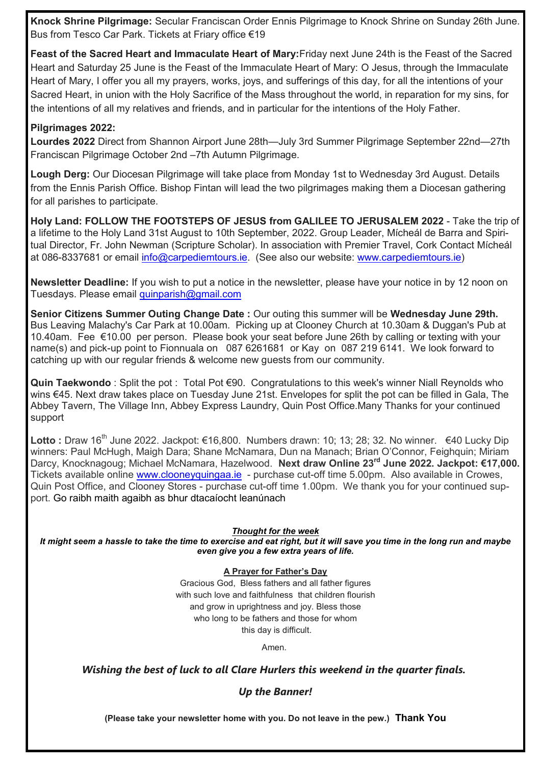**Knock Shrine Pilgrimage:** Secular Franciscan Order Ennis Pilgrimage to Knock Shrine on Sunday 26th June. Bus from Tesco Car Park. Tickets at Friary office €19

**Feast of the Sacred Heart and Immaculate Heart of Mary:** Friday next June 24th is the Feast of the Sacred Heart and Saturday 25 June is the Feast of the Immaculate Heart of Mary: O Jesus, through the Immaculate Heart of Mary, I offer you all my prayers, works, joys, and sufferings of this day, for all the intentions of your Sacred Heart, in union with the Holy Sacrifice of the Mass throughout the world, in reparation for my sins, for the intentions of all my relatives and friends, and in particular for the intentions of the Holy Father.

**Pilgrimages 2022:**

**Lourdes 2022** Direct from Shannon Airport June 28th—July 3rd Summer Pilgrimage September 22nd—27th Franciscan Pilgrimage October 2nd –7th Autumn Pilgrimage.

**Lough Derg:** Our Diocesan Pilgrimage will take place from Monday 1st to Wednesday 3rd August. Details from the Ennis Parish Office. Bishop Fintan will lead the two pilgrimages making them a Diocesan gathering for all parishes to participate.

**Holy Land: FOLLOW THE FOOTSTEPS OF JESUS from GALILEE TO JERUSALEM 2022** - Take the trip of a lifetime to the Holy Land 31st August to 10th September, 2022. Group Leader, Mícheál de Barra and Spiritual Director, Fr. John Newman (Scripture Scholar). In association with Premier Travel, Cork Contact Mícheál at 086-8337681 or email info@carpediemtours.ie. (See also our website: www.carpediemtours.ie)

**Newsletter Deadline:** If you wish to put a notice in the newsletter, please have your notice in by 12 noon on Tuesdays. Please email quinparish@gmail.com

**Senior Citizens Summer Outing Change Date :** Our outing this summer will be **Wednesday June 29th.** Bus Leaving Malachy's Car Park at 10.00am. Picking up at Clooney Church at 10.30am & Duggan's Pub at 10.40am. Fee €10.00 per person. Please book your seat before June 26th by calling or texting with your name(s) and pick-up point to Fionnuala on 087 6261681 or Kay on 087 219 6141. We look forward to catching up with our regular friends & welcome new guests from our community.

**Quin Taekwondo** : Split the pot : Total Pot €90. Congratulations to this week's winner Niall Reynolds who wins €45. Next draw takes place on Tuesday June 21st. Envelopes for split the pot can be filled in Gala, The Abbey Tavern, The Village Inn, Abbey Express Laundry, Quin Post Office.Many Thanks for your continued support

**Lotto :** Draw 16th June 2022. Jackpot: €16,800. Numbers drawn: 10; 13; 28; 32. No winner. €40 Lucky Dip winners: Paul McHugh, Maigh Dara; Shane McNamara, Dun na Manach; Brian O'Connor, Feighquin; Miriam Darcy, Knocknagoug; Michael McNamara, Hazelwood. **Next draw Online 23rd June 2022. Jackpot: €17,000.** Tickets available online www.clooneyquingaa.ie - purchase cut-off time 5.00pm. Also available in Crowes, Quin Post Office, and Clooney Stores - purchase cut-off time 1.00pm. We thank you for your continued support. Go raibh maith agaibh as bhur dtacaíocht leanúnach

***Thought for the week***

***It might seem a hassle to take the time to exercise and eat right, but it will save you time in the long run and maybe even give you a few extra years of life.***

**A Prayer for Father's Day**

Gracious God, Bless fathers and all father figures
with such love and faithfulness that children flourish
and grow in uprightness and joy. Bless those
who long to be fathers and those for whom
this day is difficult.

Amen.

***Wishing the best of luck to all Clare Hurlers this weekend in the quarter finals.***

***Up the Banner!***

**(Please take your newsletter home with you. Do not leave in the pew.) Thank You**